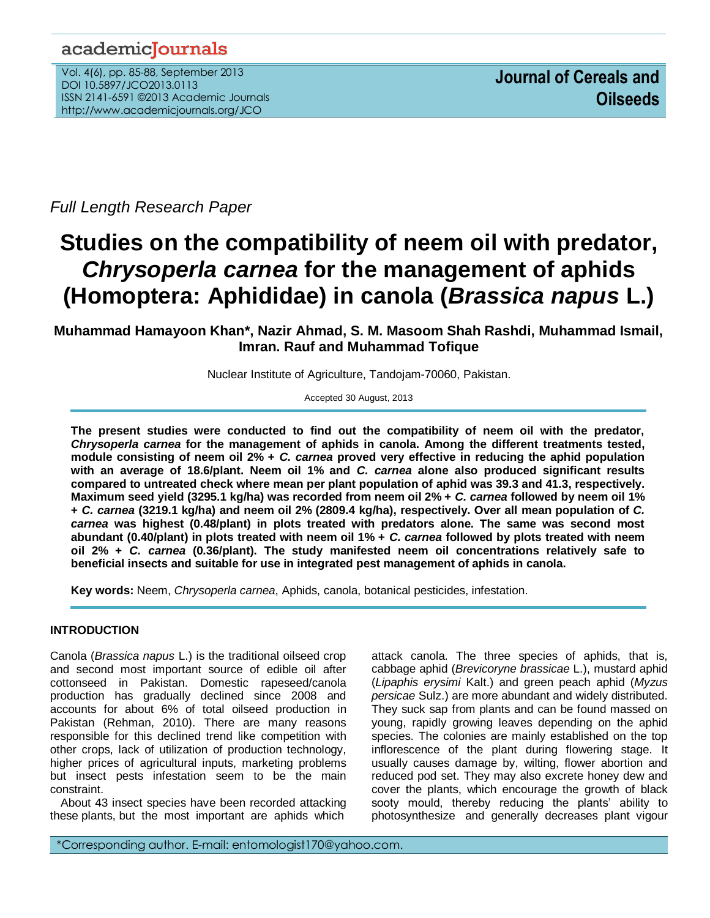Full Length Research Paper

# Studies on the compatibility of neem oil with predator, *Chrysoperla carnea* for the management of aphids (Homoptera: Aphididae) in canola (*Brassica napus* L.)

**Muhammad Hamayoon Khan\*, Nazir Ahmad, S. M. Masoom Shah Rashdi, Muhammad Ismail, Imran. Rauf and Muhammad Tofique**

Nuclear Institute of Agriculture, Tandojam-70060, Pakistan.

Accepted 30 August, 2013

**The present studies were conducted to find out the compatibility of neem oil with the predator, *Chrysoperla carnea* for the management of aphids in canola. Among the different treatments tested, module consisting of neem oil 2% + *C. carnea* proved very effective in reducing the aphid population with an average of 18.6/plant. Neem oil 1% and *C. carnea* alone also produced significant results compared to untreated check where mean per plant population of aphid was 39.3 and 41.3, respectively. Maximum seed yield (3295.1 kg/ha) was recorded from neem oil 2% + *C. carnea* followed by neem oil 1% + *C. carnea* (3219.1 kg/ha) and neem oil 2% (2809.4 kg/ha), respectively. Over all mean population of *C. carnea* was highest (0.48/plant) in plots treated with predators alone. The same was second most abundant (0.40/plant) in plots treated with neem oil 1% + *C. carnea* followed by plots treated with neem oil 2% + *C. carnea* (0.36/plant). The study manifested neem oil concentrations relatively safe to beneficial insects and suitable for use in integrated pest management of aphids in canola.**

**Key words:** Neem, *Chrysoperla carnea*, Aphids, canola, botanical pesticides, infestation.

## INTRODUCTION

Canola (*Brassica napus* L.) is the traditional oilseed crop and second most important source of edible oil after cottonseed in Pakistan. Domestic rapeseed/canola production has gradually declined since 2008 and accounts for about 6% of total oilseed production in Pakistan (Rehman, 2010). There are many reasons responsible for this declined trend like competition with other crops, lack of utilization of production technology, higher prices of agricultural inputs, marketing problems but insect pests infestation seem to be the main constraint.

About 43 insect species have been recorded attacking these plants, but the most important are aphids which attack canola. The three species of aphids, that is, cabbage aphid (*Brevicoryne brassicae* L.), mustard aphid (*Lipaphis erysimi* Kalt.) and green peach aphid (*Myzus persicae* Sulz.) are more abundant and widely distributed. They suck sap from plants and can be found massed on young, rapidly growing leaves depending on the aphid species. The colonies are mainly established on the top inflorescence of the plant during flowering stage. It usually causes damage by, wilting, flower abortion and reduced pod set. They may also excrete honey dew and cover the plants, which encourage the growth of black sooty mould, thereby reducing the plants' ability to photosynthesize and generally decreases plant vigour

\*Corresponding author. E-mail: entomologist170@yahoo.com.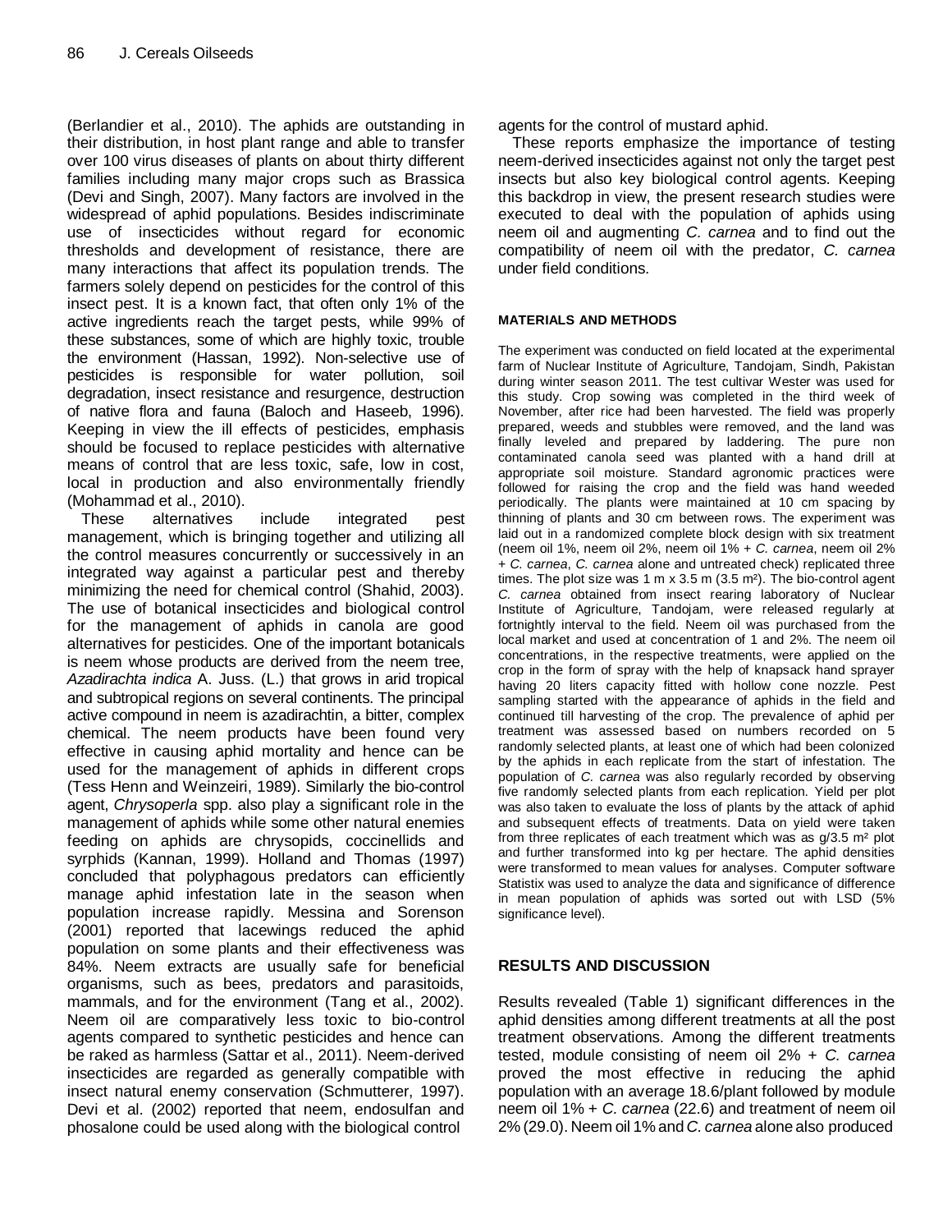(Berlandier et al., 2010). The aphids are outstanding in their distribution, in host plant range and able to transfer over 100 virus diseases of plants on about thirty different families including many major crops such as Brassica (Devi and Singh, 2007). Many factors are involved in the widespread of aphid populations. Besides indiscriminate use of insecticides without regard for economic thresholds and development of resistance, there are many interactions that affect its population trends. The farmers solely depend on pesticides for the control of this insect pest. It is a known fact, that often only 1% of the active ingredients reach the target pests, while 99% of these substances, some of which are highly toxic, trouble the environment (Hassan, 1992). Non-selective use of pesticides is responsible for water pollution, soil degradation, insect resistance and resurgence, destruction of native flora and fauna (Baloch and Haseeb, 1996). Keeping in view the ill effects of pesticides, emphasis should be focused to replace pesticides with alternative means of control that are less toxic, safe, low in cost, local in production and also environmentally friendly (Mohammad et al., 2010).

These alternatives include integrated pest management, which is bringing together and utilizing all the control measures concurrently or successively in an integrated way against a particular pest and thereby minimizing the need for chemical control (Shahid, 2003). The use of botanical insecticides and biological control for the management of aphids in canola are good alternatives for pesticides. One of the important botanicals is neem whose products are derived from the neem tree, *Azadirachta indica* A. Juss. (L.) that grows in arid tropical and subtropical regions on several continents. The principal active compound in neem is azadirachtin, a bitter, complex chemical. The neem products have been found very effective in causing aphid mortality and hence can be used for the management of aphids in different crops (Tess Henn and Weinzeiri, 1989). Similarly the bio-control agent, *Chrysoperla* spp. also play a significant role in the management of aphids while some other natural enemies feeding on aphids are chrysopids, coccinellids and syrphids (Kannan, 1999). Holland and Thomas (1997) concluded that polyphagous predators can efficiently manage aphid infestation late in the season when population increase rapidly. Messina and Sorenson (2001) reported that lacewings reduced the aphid population on some plants and their effectiveness was 84%. Neem extracts are usually safe for beneficial organisms, such as bees, predators and parasitoids, mammals, and for the environment (Tang et al., 2002). Neem oil are comparatively less toxic to bio-control agents compared to synthetic pesticides and hence can be raked as harmless (Sattar et al., 2011). Neem-derived insecticides are regarded as generally compatible with insect natural enemy conservation (Schmutterer, 1997). Devi et al. (2002) reported that neem, endosulfan and phosalone could be used along with the biological control agents for the control of mustard aphid.

These reports emphasize the importance of testing neem-derived insecticides against not only the target pest insects but also key biological control agents. Keeping this backdrop in view, the present research studies were executed to deal with the population of aphids using neem oil and augmenting *C. carnea* and to find out the compatibility of neem oil with the predator, *C. carnea* under field conditions.

## MATERIALS AND METHODS

The experiment was conducted on field located at the experimental farm of Nuclear Institute of Agriculture, Tandojam, Sindh, Pakistan during winter season 2011. The test cultivar Wester was used for this study. Crop sowing was completed in the third week of November, after rice had been harvested. The field was properly prepared, weeds and stubbles were removed, and the land was finally leveled and prepared by laddering. The pure non contaminated canola seed was planted with a hand drill at appropriate soil moisture. Standard agronomic practices were followed for raising the crop and the field was hand weeded periodically. The plants were maintained at 10 cm spacing by thinning of plants and 30 cm between rows. The experiment was laid out in a randomized complete block design with six treatment (neem oil 1%, neem oil 2%, neem oil 1% + *C. carnea*, neem oil 2% + *C. carnea*, *C. carnea* alone and untreated check) replicated three times. The plot size was 1 m x 3.5 m (3.5 m²). The bio-control agent *C. carnea* obtained from insect rearing laboratory of Nuclear Institute of Agriculture, Tandojam, were released regularly at fortnightly interval to the field. Neem oil was purchased from the local market and used at concentration of 1 and 2%. The neem oil concentrations, in the respective treatments, were applied on the crop in the form of spray with the help of knapsack hand sprayer having 20 liters capacity fitted with hollow cone nozzle. Pest sampling started with the appearance of aphids in the field and continued till harvesting of the crop. The prevalence of aphid per treatment was assessed based on numbers recorded on 5 randomly selected plants, at least one of which had been colonized by the aphids in each replicate from the start of infestation. The population of *C. carnea* was also regularly recorded by observing five randomly selected plants from each replication. Yield per plot was also taken to evaluate the loss of plants by the attack of aphid and subsequent effects of treatments. Data on yield were taken from three replicates of each treatment which was as g/3.5 m² plot and further transformed into kg per hectare. The aphid densities were transformed to mean values for analyses. Computer software Statistix was used to analyze the data and significance of difference in mean population of aphids was sorted out with LSD (5% significance level).

## RESULTS AND DISCUSSION

Results revealed (Table 1) significant differences in the aphid densities among different treatments at all the post treatment observations. Among the different treatments tested, module consisting of neem oil 2% + *C. carnea* proved the most effective in reducing the aphid population with an average 18.6/plant followed by module neem oil 1% + *C. carnea* (22.6) and treatment of neem oil 2% (29.0). Neem oil 1% and *C. carnea* alone also produced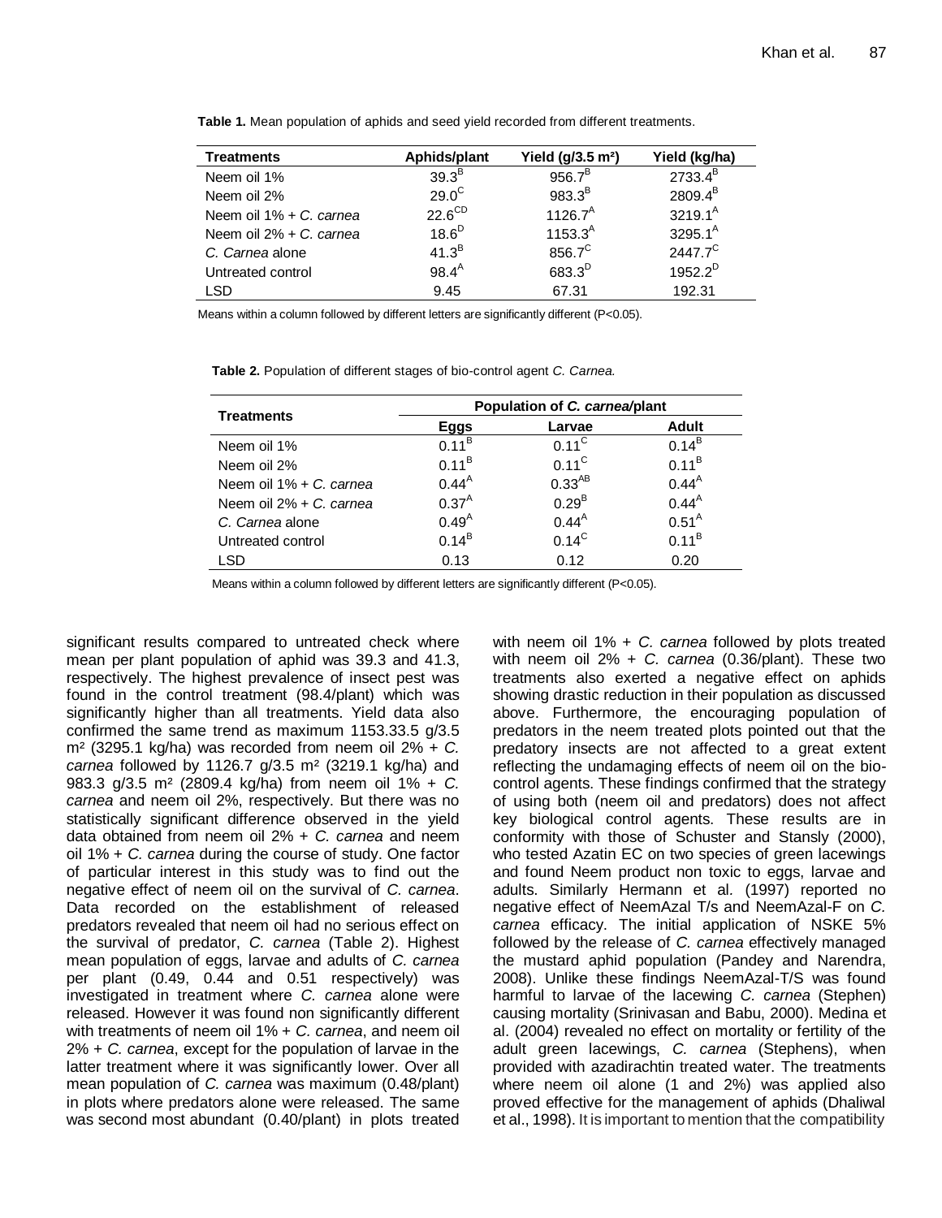**Table 1.** Mean population of aphids and seed yield recorded from different treatments.

| Treatments | Aphids/plant | Yield (g/3.5 m²) | Yield (kg/ha) |
|---|---|---|---|
| Neem oil 1% | 39.3[B] | 956.7[B] | 2733.4[B] |
| Neem oil 2% | 29.0[C] | 983.3[B] | 2809.4[B] |
| Neem oil 1% + *C. carnea* | 22.6[CD] | 1126.7[A] | 3219.1[A] |
| Neem oil 2% + *C. carnea* | 18.6[D] | 1153.3[A] | 3295.1[A] |
| *C. Carnea* alone | 41.3[B] | 856.7[C] | 2447.7[C] |
| Untreated control | 98.4[A] | 683.3[D] | 1952.2[D] |
| LSD | 9.45 | 67.31 | 192.31 |

Means within a column followed by different letters are significantly different (P<0.05).

**Table 2.** Population of different stages of bio-control agent *C. Carnea.*

| Treatments | Population of *C. carnea*/plant | | |
|---|---|---|---|
| | Eggs | Larvae | Adult |
| Neem oil 1% | 0.11[B] | 0.11[C] | 0.14[B] |
| Neem oil 2% | 0.11[B] | 0.11[C] | 0.11[B] |
| Neem oil 1% + *C. carnea* | 0.44[A] | 0.33[AB] | 0.44[A] |
| Neem oil 2% + *C. carnea* | 0.37[A] | 0.29[B] | 0.44[A] |
| *C. Carnea* alone | 0.49[A] | 0.44[A] | 0.51[A] |
| Untreated control | 0.14[B] | 0.14[C] | 0.11[B] |
| LSD | 0.13 | 0.12 | 0.20 |

Means within a column followed by different letters are significantly different (P<0.05).

significant results compared to untreated check where mean per plant population of aphid was 39.3 and 41.3, respectively. The highest prevalence of insect pest was found in the control treatment (98.4/plant) which was significantly higher than all treatments. Yield data also confirmed the same trend as maximum 1153.33.5 g/3.5 m² (3295.1 kg/ha) was recorded from neem oil 2% + *C. carnea* followed by 1126.7 g/3.5 m² (3219.1 kg/ha) and 983.3 g/3.5 m² (2809.4 kg/ha) from neem oil 1% + *C. carnea* and neem oil 2%, respectively. But there was no statistically significant difference observed in the yield data obtained from neem oil 2% + *C. carnea* and neem oil 1% + *C. carnea* during the course of study. One factor of particular interest in this study was to find out the negative effect of neem oil on the survival of *C. carnea*. Data recorded on the establishment of released predators revealed that neem oil had no serious effect on the survival of predator, *C. carnea* (Table 2). Highest mean population of eggs, larvae and adults of *C. carnea* per plant (0.49, 0.44 and 0.51 respectively) was investigated in treatment where *C. carnea* alone were released. However it was found non significantly different with treatments of neem oil 1% + *C. carnea*, and neem oil 2% + *C. carnea*, except for the population of larvae in the latter treatment where it was significantly lower. Over all mean population of *C. carnea* was maximum (0.48/plant) in plots where predators alone were released. The same was second most abundant (0.40/plant) in plots treated with neem oil 1% + *C. carnea* followed by plots treated with neem oil 2% + *C. carnea* (0.36/plant). These two treatments also exerted a negative effect on aphids showing drastic reduction in their population as discussed above. Furthermore, the encouraging population of predators in the neem treated plots pointed out that the predatory insects are not affected to a great extent reflecting the undamaging effects of neem oil on the bio-control agents. These findings confirmed that the strategy of using both (neem oil and predators) does not affect key biological control agents. These results are in conformity with those of Schuster and Stansly (2000), who tested Azatin EC on two species of green lacewings and found Neem product non toxic to eggs, larvae and adults. Similarly Hermann et al. (1997) reported no negative effect of NeemAzal T/s and NeemAzal-F on *C. carnea* efficacy. The initial application of NSKE 5% followed by the release of *C. carnea* effectively managed the mustard aphid population (Pandey and Narendra, 2008). Unlike these findings NeemAzal-T/S was found harmful to larvae of the lacewing *C. carnea* (Stephen) causing mortality (Srinivasan and Babu, 2000). Medina et al. (2004) revealed no effect on mortality or fertility of the adult green lacewings, *C. carnea* (Stephens), when provided with azadirachtin treated water. The treatments where neem oil alone (1 and 2%) was applied also proved effective for the management of aphids (Dhaliwal et al., 1998). It is important to mention that the compatibility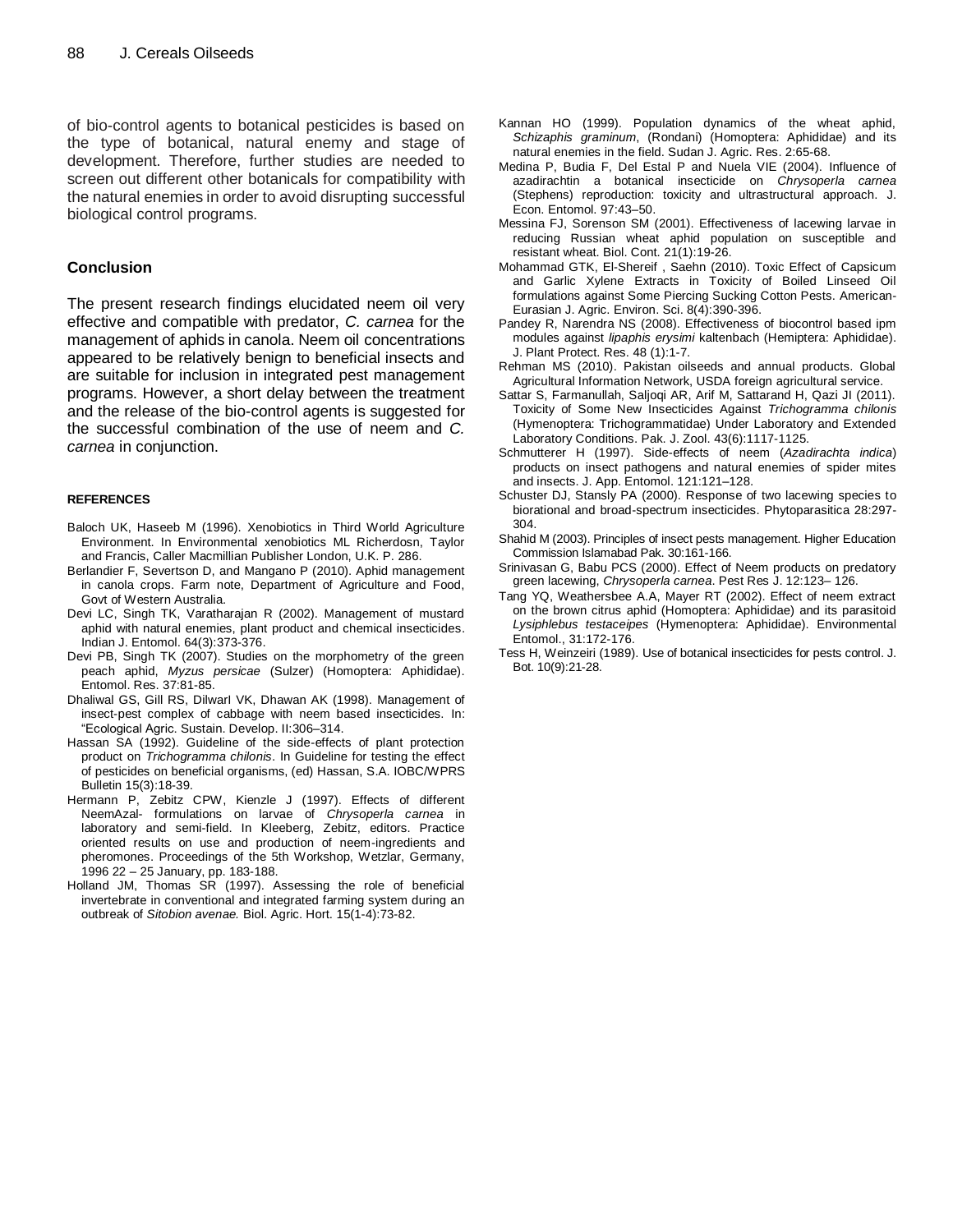of bio-control agents to botanical pesticides is based on the type of botanical, natural enemy and stage of development. Therefore, further studies are needed to screen out different other botanicals for compatibility with the natural enemies in order to avoid disrupting successful biological control programs.

## Conclusion

The present research findings elucidated neem oil very effective and compatible with predator, *C. carnea* for the management of aphids in canola. Neem oil concentrations appeared to be relatively benign to beneficial insects and are suitable for inclusion in integrated pest management programs. However, a short delay between the treatment and the release of the bio-control agents is suggested for the successful combination of the use of neem and *C. carnea* in conjunction.

## REFERENCES

Baloch UK, Haseeb M (1996). Xenobiotics in Third World Agriculture Environment. In Environmental xenobiotics ML Richerdosn, Taylor and Francis, Caller Macmillian Publisher London, U.K. P. 286.

Berlandier F, Severtson D, and Mangano P (2010). Aphid management in canola crops. Farm note, Department of Agriculture and Food, Govt of Western Australia.

Devi LC, Singh TK, Varatharajan R (2002). Management of mustard aphid with natural enemies, plant product and chemical insecticides. Indian J. Entomol. 64(3):373-376.

Devi PB, Singh TK (2007). Studies on the morphometry of the green peach aphid, *Myzus persicae* (Sulzer) (Homoptera: Aphididae). Entomol. Res. 37:81-85.

Dhaliwal GS, Gill RS, Dilwarl VK, Dhawan AK (1998). Management of insect-pest complex of cabbage with neem based insecticides. In: "Ecological Agric. Sustain. Develop. II:306–314.

Hassan SA (1992). Guideline of the side-effects of plant protection product on *Trichogramma chilonis*. In Guideline for testing the effect of pesticides on beneficial organisms, (ed) Hassan, S.A. IOBC/WPRS Bulletin 15(3):18-39.

Hermann P, Zebitz CPW, Kienzle J (1997). Effects of different NeemAzal- formulations on larvae of *Chrysoperla carnea* in laboratory and semi-field. In Kleeberg, Zebitz, editors. Practice oriented results on use and production of neem-ingredients and pheromones. Proceedings of the 5th Workshop, Wetzlar, Germany, 1996 22 – 25 January, pp. 183-188.

Holland JM, Thomas SR (1997). Assessing the role of beneficial invertebrate in conventional and integrated farming system during an outbreak of *Sitobion avenae.* Biol. Agric. Hort. 15(1-4):73-82.

Kannan HO (1999). Population dynamics of the wheat aphid, *Schizaphis graminum*, (Rondani) (Homoptera: Aphididae) and its natural enemies in the field. Sudan J. Agric. Res. 2:65-68.

Medina P, Budia F, Del Estal P and Nuela VIE (2004). Influence of azadirachtin a botanical insecticide on *Chrysoperla carnea* (Stephens) reproduction: toxicity and ultrastructural approach. J. Econ. Entomol. 97:43–50.

Messina FJ, Sorenson SM (2001). Effectiveness of lacewing larvae in reducing Russian wheat aphid population on susceptible and resistant wheat. Biol. Cont. 21(1):19-26.

Mohammad GTK, El-Shereif , Saehn (2010). Toxic Effect of Capsicum and Garlic Xylene Extracts in Toxicity of Boiled Linseed Oil formulations against Some Piercing Sucking Cotton Pests. American-Eurasian J. Agric. Environ. Sci. 8(4):390-396.

Pandey R, Narendra NS (2008). Effectiveness of biocontrol based ipm modules against *lipaphis erysimi* kaltenbach (Hemiptera: Aphididae). J. Plant Protect. Res. 48 (1):1-7.

Rehman MS (2010). Pakistan oilseeds and annual products. Global Agricultural Information Network, USDA foreign agricultural service.

Sattar S, Farmanullah, Saljoqi AR, Arif M, Sattarand H, Qazi JI (2011). Toxicity of Some New Insecticides Against *Trichogramma chilonis* (Hymenoptera: Trichogrammatidae) Under Laboratory and Extended Laboratory Conditions. Pak. J. Zool. 43(6):1117-1125.

Schmutterer H (1997). Side-effects of neem (*Azadirachta indica*) products on insect pathogens and natural enemies of spider mites and insects. J. App. Entomol. 121:121–128.

Schuster DJ, Stansly PA (2000). Response of two lacewing species to biorational and broad-spectrum insecticides. Phytoparasitica 28:297-304.

Shahid M (2003). Principles of insect pests management. Higher Education Commission Islamabad Pak. 30:161-166.

Srinivasan G, Babu PCS (2000). Effect of Neem products on predatory green lacewing, *Chrysoperla carnea*. Pest Res J. 12:123– 126.

Tang YQ, Weathersbee A.A, Mayer RT (2002). Effect of neem extract on the brown citrus aphid (Homoptera: Aphididae) and its parasitoid *Lysiphlebus testaceipes* (Hymenoptera: Aphididae). Environmental Entomol., 31:172-176.

Tess H, Weinzeiri (1989). Use of botanical insecticides for pests control. J. Bot. 10(9):21-28.